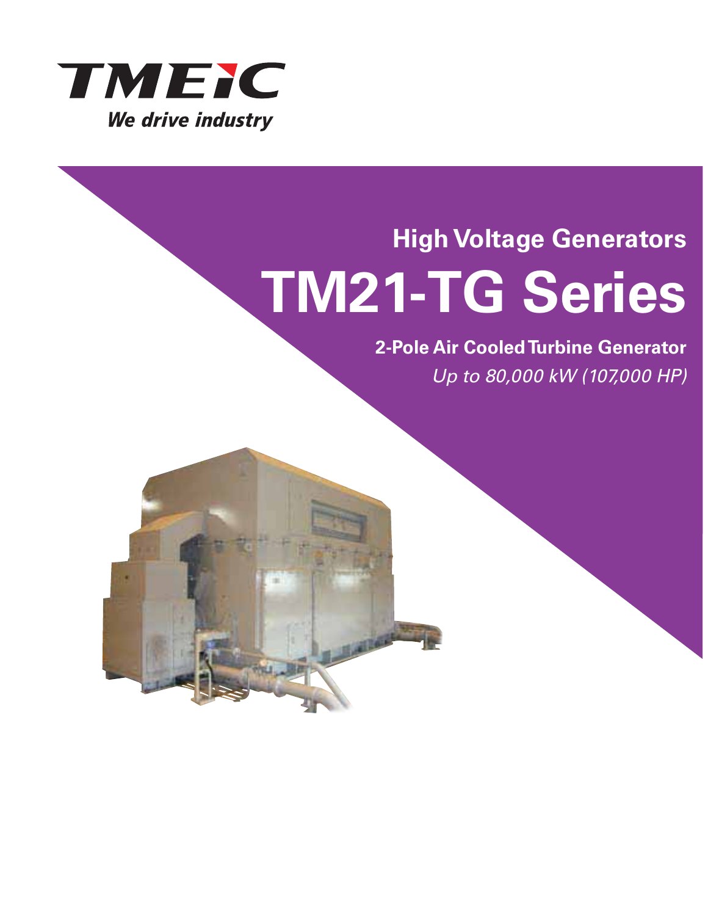TMEIC

*We drive industry*

## High Voltage Generators

# TM21-TG Series

**2-Pole Air Cooled Turbine Generator**

*Up to 80,000 kW (107,000 HP)*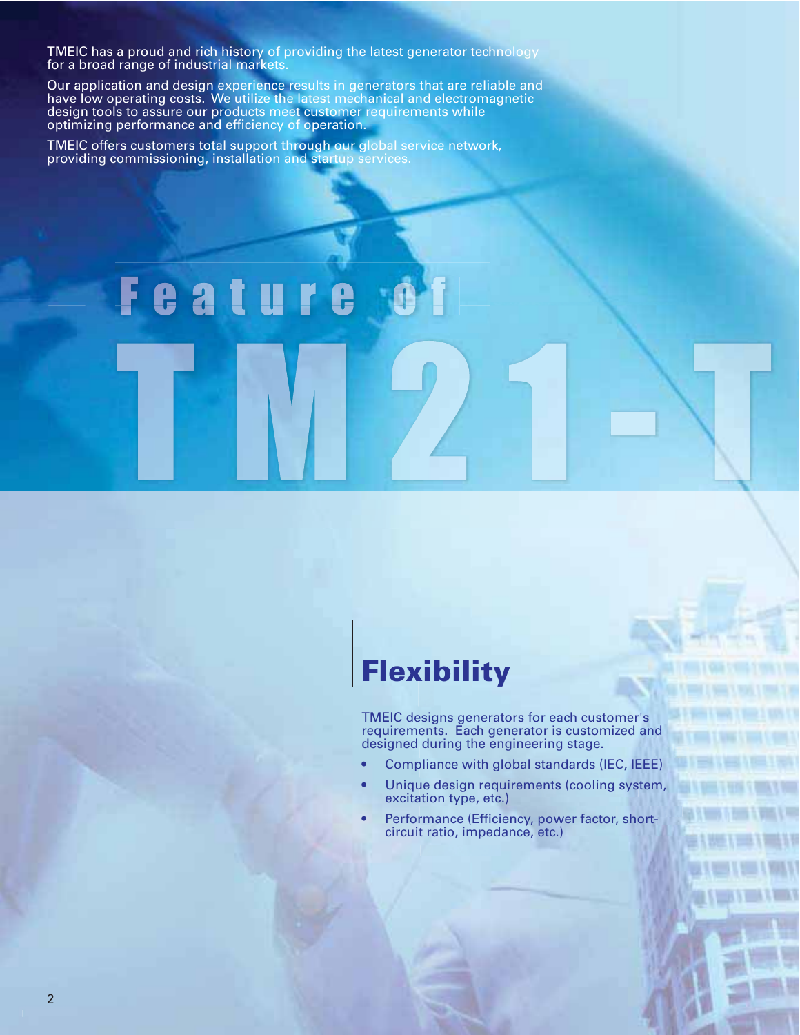TMEIC has a proud and rich history of providing the latest generator technology for a broad range of industrial markets.

Our application and design experience results in generators that are reliable and have low operating costs. We utilize the latest mechanical and electromagnetic design tools to assure our products meet customer requirements while optimizing performance and efficiency of operation.

TMEIC offers customers total support through our global service network, providing commissioning, installation and startup services.

# Feature of TM21-T

## Flexibility

TMEIC designs generators for each customer's requirements. Each generator is customized and designed during the engineering stage.

- Compliance with global standards (IEC, IEEE)
- Unique design requirements (cooling system, excitation type, etc.)
- Performance (Efficiency, power factor, short-circuit ratio, impedance, etc.)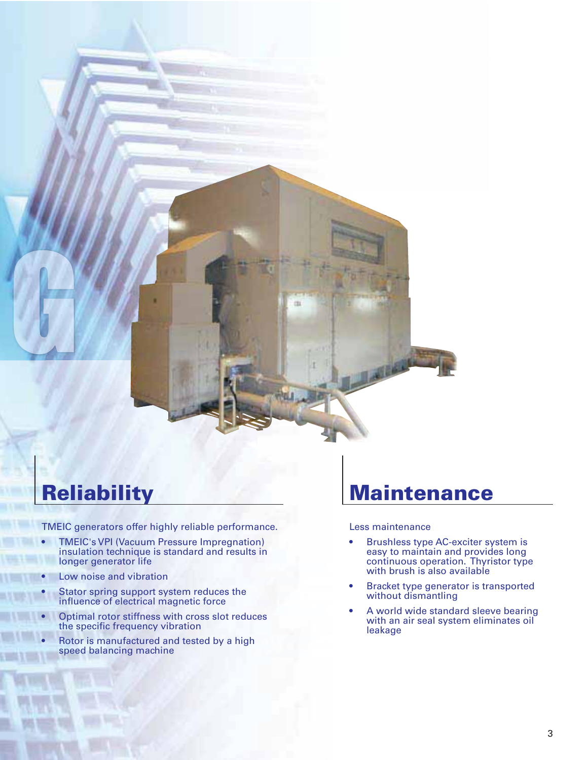## Reliability

TMEIC generators offer highly reliable performance.

- TMEIC's VPI (Vacuum Pressure Impregnation) insulation technique is standard and results in longer generator life
- Low noise and vibration
- Stator spring support system reduces the influence of electrical magnetic force
- Optimal rotor stiffness with cross slot reduces the specific frequency vibration
- Rotor is manufactured and tested by a high speed balancing machine

## Maintenance

Less maintenance

- Brushless type AC-exciter system is easy to maintain and provides long continuous operation. Thyristor type with brush is also available
- Bracket type generator is transported without dismantling
- A world wide standard sleeve bearing with an air seal system eliminates oil leakage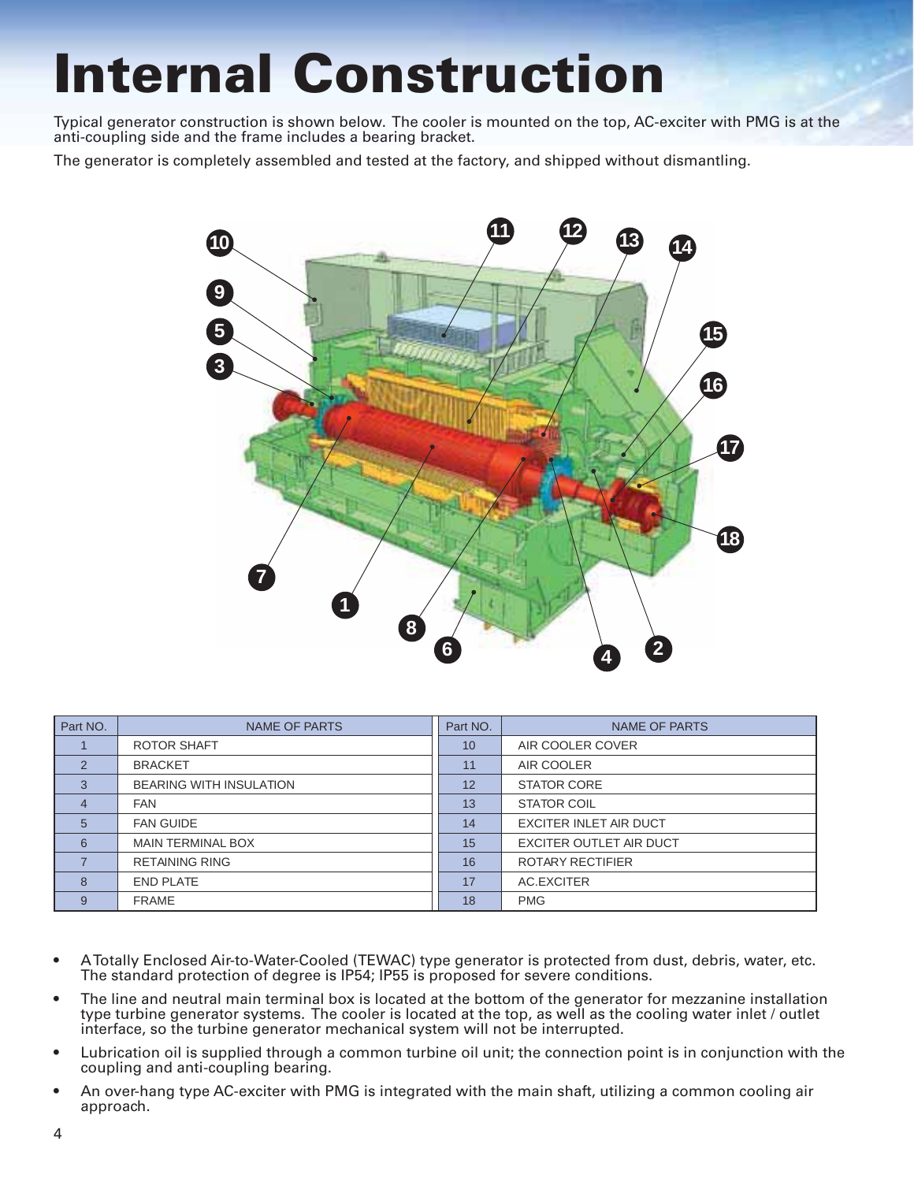# Internal Construction

Typical generator construction is shown below. The cooler is mounted on the top, AC-exciter with PMG is at the anti-coupling side and the frame includes a bearing bracket.

The generator is completely assembled and tested at the factory, and shipped without dismantling.

| Part NO. | NAME OF PARTS | Part NO. | NAME OF PARTS |
|---|---|---|---|
| 1 | ROTOR SHAFT | 10 | AIR COOLER COVER |
| 2 | BRACKET | 11 | AIR COOLER |
| 3 | BEARING WITH INSULATION | 12 | STATOR CORE |
| 4 | FAN | 13 | STATOR COIL |
| 5 | FAN GUIDE | 14 | EXCITER INLET AIR DUCT |
| 6 | MAIN TERMINAL BOX | 15 | EXCITER OUTLET AIR DUCT |
| 7 | RETAINING RING | 16 | ROTARY RECTIFIER |
| 8 | END PLATE | 17 | AC.EXCITER |
| 9 | FRAME | 18 | PMG |

- A Totally Enclosed Air-to-Water-Cooled (TEWAC) type generator is protected from dust, debris, water, etc. The standard protection of degree is IP54; IP55 is proposed for severe conditions.
- The line and neutral main terminal box is located at the bottom of the generator for mezzanine installation type turbine generator systems. The cooler is located at the top, as well as the cooling water inlet / outlet interface, so the turbine generator mechanical system will not be interrupted.
- Lubrication oil is supplied through a common turbine oil unit; the connection point is in conjunction with the coupling and anti-coupling bearing.
- An over-hang type AC-exciter with PMG is integrated with the main shaft, utilizing a common cooling air approach.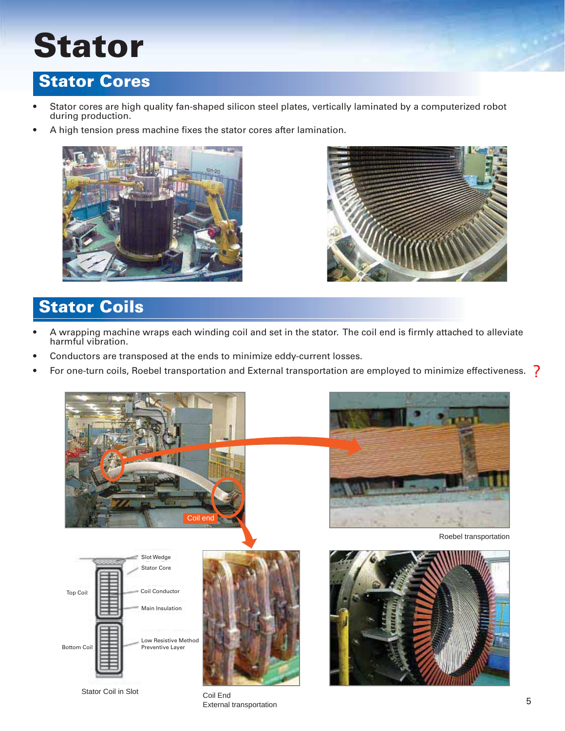# Stator

## Stator Cores

- Stator cores are high quality fan-shaped silicon steel plates, vertically laminated by a computerized robot during production.
- A high tension press machine fixes the stator cores after lamination.

## Stator Coils

- A wrapping machine wraps each winding coil and set in the stator. The coil end is firmly attached to alleviate harmful vibration.
- Conductors are transposed at the ends to minimize eddy-current losses.
- For one-turn coils, Roebel transportation and External transportation are employed to minimize effectiveness. ?

Coil end

Roebel transportation

Slot Wedge

Stator Core

Top Coil

Coil Conductor

Main Insulation

Bottom Coil

Low Resistive Method Preventive Layer

Stator Coil in Slot

Coil End
External transportation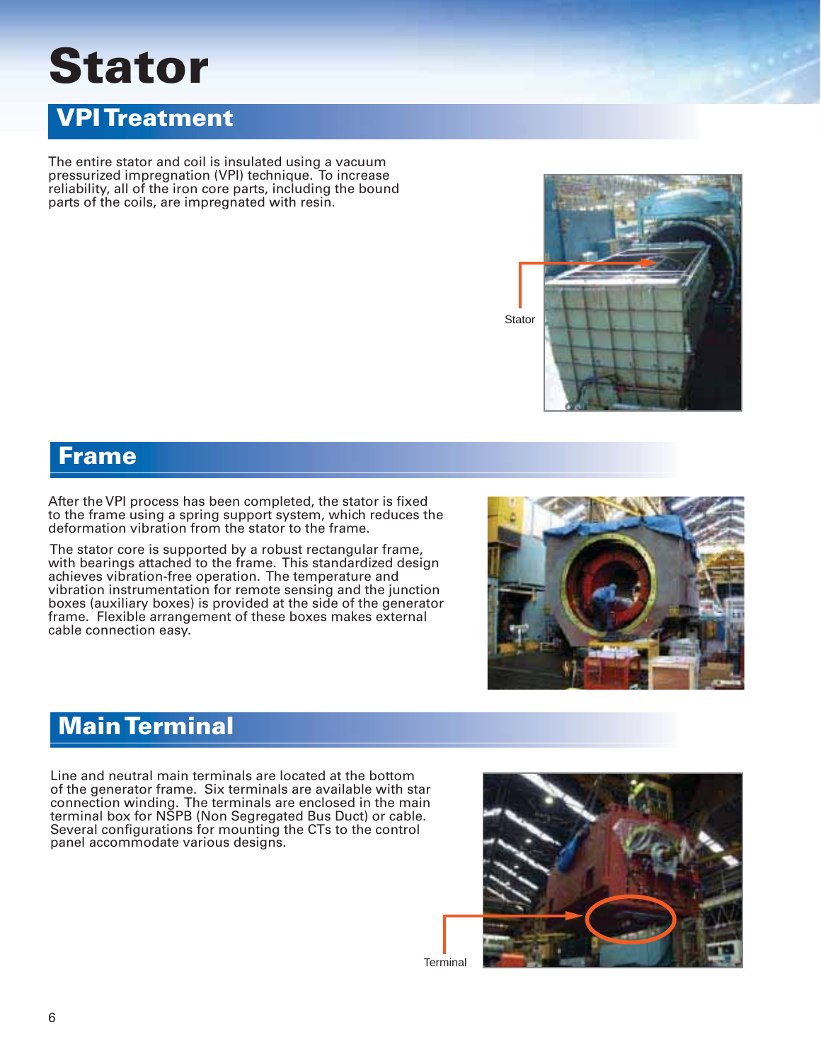# Stator

## VPI Treatment

The entire stator and coil is insulated using a vacuum pressurized impregnation (VPI) technique. To increase reliability, all of the iron core parts, including the bound parts of the coils, are impregnated with resin.

Stator

## Frame

After the VPI process has been completed, the stator is fixed to the frame using a spring support system, which reduces the deformation vibration from the stator to the frame.

The stator core is supported by a robust rectangular frame, with bearings attached to the frame. This standardized design achieves vibration-free operation. The temperature and vibration instrumentation for remote sensing and the junction boxes (auxiliary boxes) is provided at the side of the generator frame. Flexible arrangement of these boxes makes external cable connection easy.

## Main Terminal

Line and neutral main terminals are located at the bottom of the generator frame. Six terminals are available with star connection winding. The terminals are enclosed in the main terminal box for NSPB (Non Segregated Bus Duct) or cable. Several configurations for mounting the CTs to the control panel accommodate various designs.

Terminal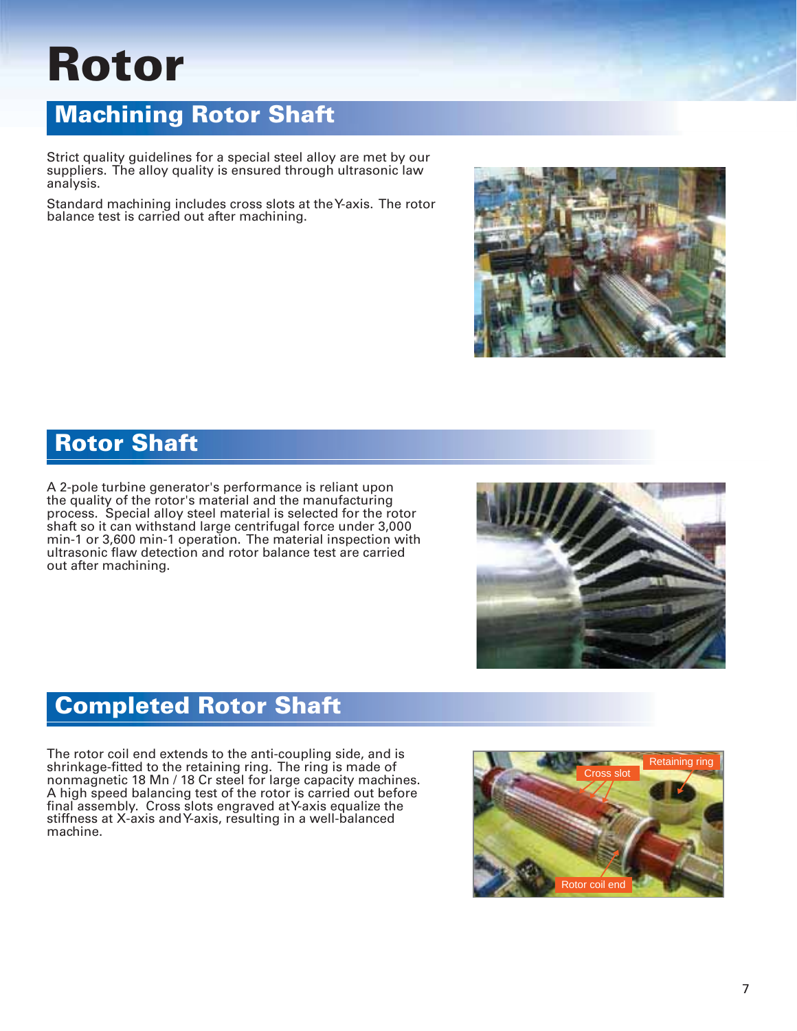# Rotor

## Machining Rotor Shaft

Strict quality guidelines for a special steel alloy are met by our suppliers. The alloy quality is ensured through ultrasonic law analysis.

Standard machining includes cross slots at the Y-axis. The rotor balance test is carried out after machining.

## Rotor Shaft

A 2-pole turbine generator's performance is reliant upon the quality of the rotor's material and the manufacturing process. Special alloy steel material is selected for the rotor shaft so it can withstand large centrifugal force under 3,000 min-1 or 3,600 min-1 operation. The material inspection with ultrasonic flaw detection and rotor balance test are carried out after machining.

## Completed Rotor Shaft

The rotor coil end extends to the anti-coupling side, and is shrinkage-fitted to the retaining ring. The ring is made of nonmagnetic 18 Mn / 18 Cr steel for large capacity machines. A high speed balancing test of the rotor is carried out before final assembly. Cross slots engraved at Y-axis equalize the stiffness at X-axis and Y-axis, resulting in a well-balanced machine.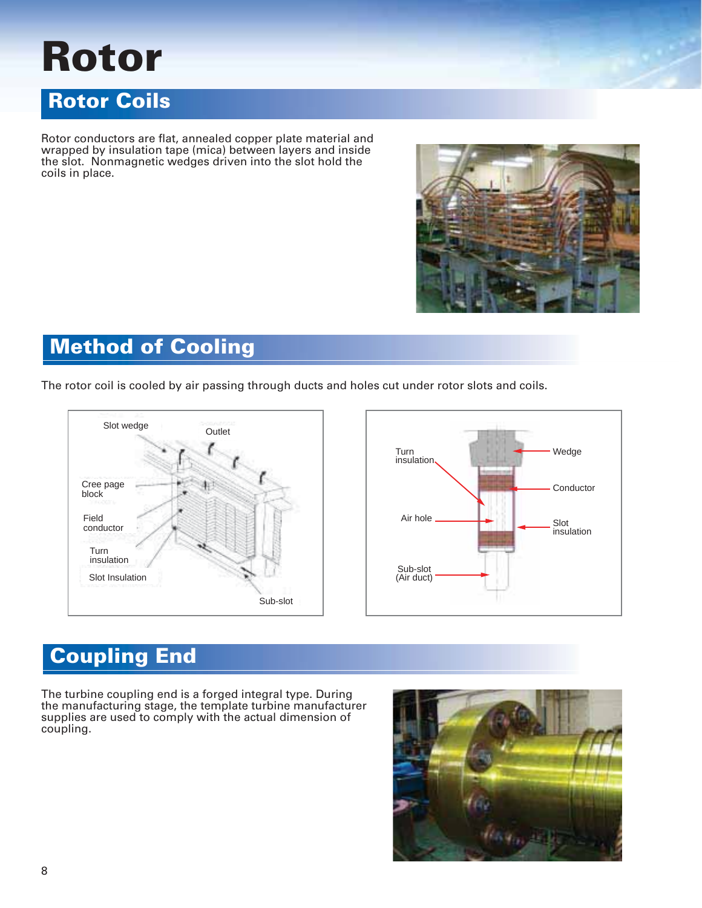# Rotor

## Rotor Coils

Rotor conductors are flat, annealed copper plate material and wrapped by insulation tape (mica) between layers and inside the slot. Nonmagnetic wedges driven into the slot hold the coils in place.

## Method of Cooling

The rotor coil is cooled by air passing through ducts and holes cut under rotor slots and coils.

Slot wedge
Outlet
Cree page block
Field conductor
Turn insulation
Slot Insulation
Sub-slot

Turn insulation
Wedge
Conductor
Air hole
Slot insulation
Sub-slot (Air duct)

## Coupling End

The turbine coupling end is a forged integral type. During the manufacturing stage, the template turbine manufacturer supplies are used to comply with the actual dimension of coupling.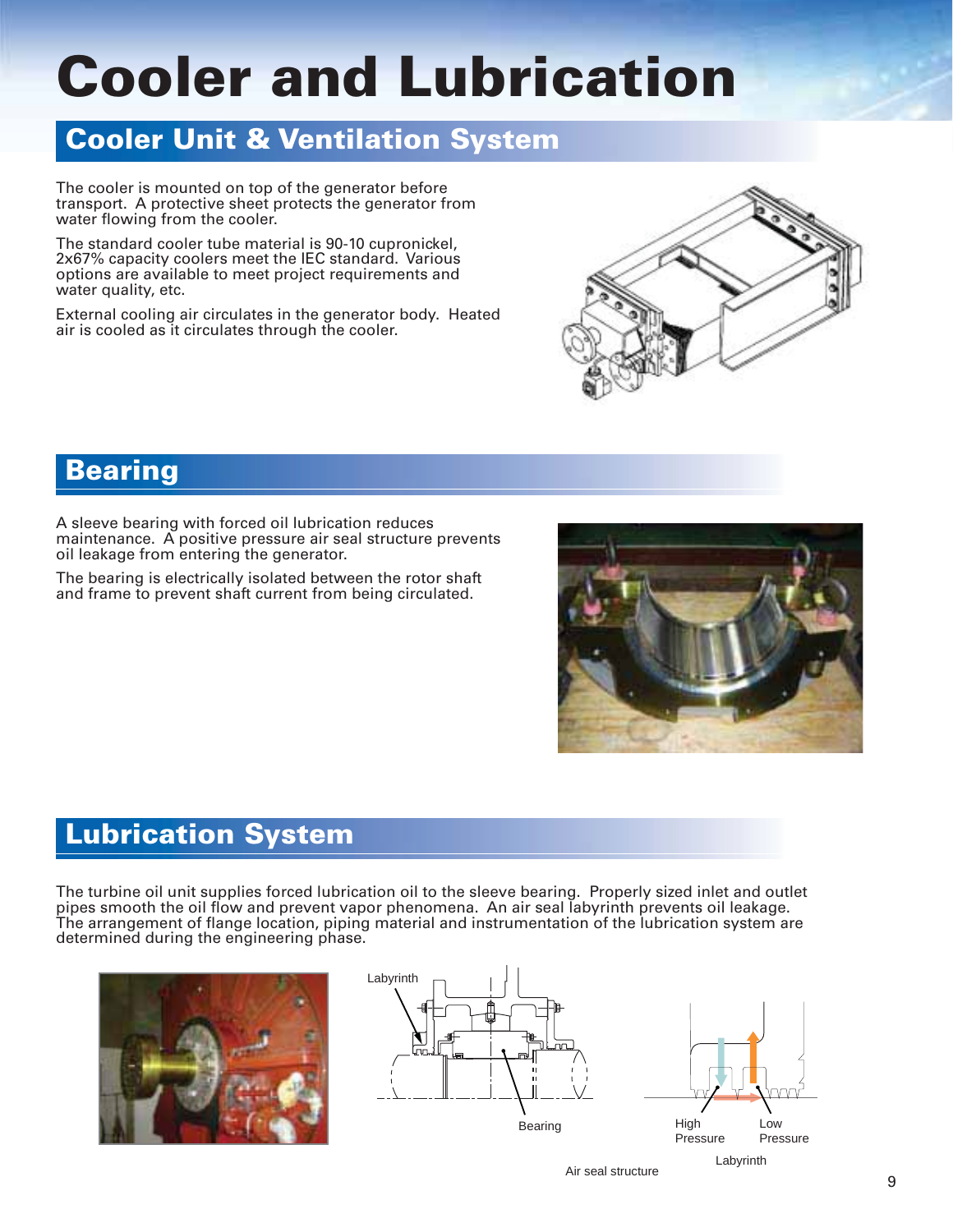# Cooler and Lubrication

## Cooler Unit & Ventilation System

The cooler is mounted on top of the generator before transport. A protective sheet protects the generator from water flowing from the cooler.

The standard cooler tube material is 90-10 cupronickel, 2x67% capacity coolers meet the IEC standard. Various options are available to meet project requirements and water quality, etc.

External cooling air circulates in the generator body. Heated air is cooled as it circulates through the cooler.

## Bearing

A sleeve bearing with forced oil lubrication reduces maintenance. A positive pressure air seal structure prevents oil leakage from entering the generator.

The bearing is electrically isolated between the rotor shaft and frame to prevent shaft current from being circulated.

## Lubrication System

The turbine oil unit supplies forced lubrication oil to the sleeve bearing. Properly sized inlet and outlet pipes smooth the oil flow and prevent vapor phenomena. An air seal labyrinth prevents oil leakage. The arrangement of flange location, piping material and instrumentation of the lubrication system are determined during the engineering phase.

Labyrinth

Bearing

High Pressure

Low Pressure

Labyrinth

Air seal structure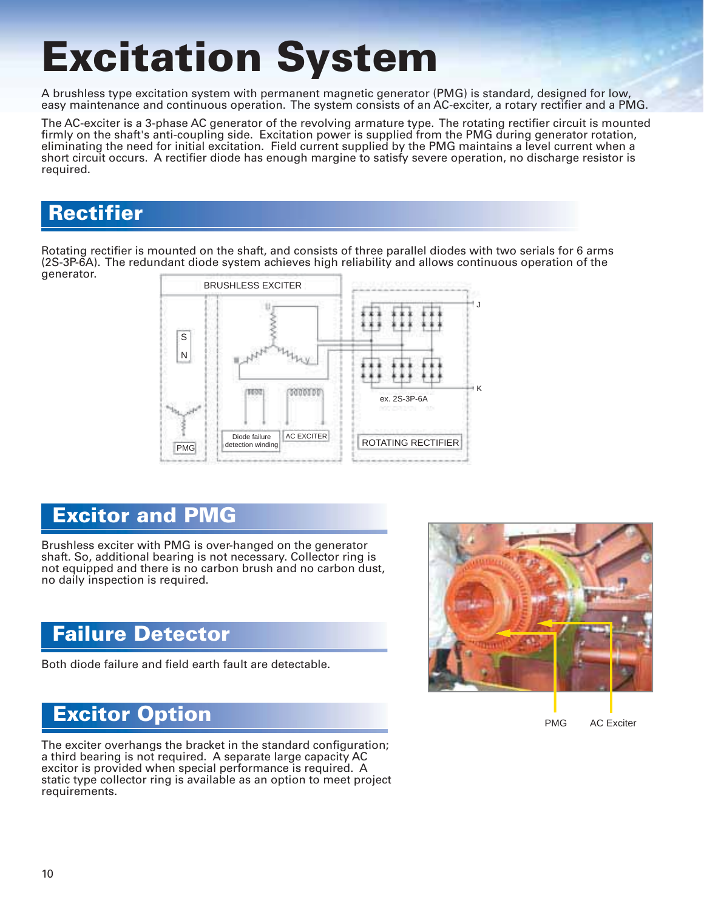# Excitation System

A brushless type excitation system with permanent magnetic generator (PMG) is standard, designed for low, easy maintenance and continuous operation. The system consists of an AC-exciter, a rotary rectifier and a PMG.

The AC-exciter is a 3-phase AC generator of the revolving armature type. The rotating rectifier circuit is mounted firmly on the shaft's anti-coupling side. Excitation power is supplied from the PMG during generator rotation, eliminating the need for initial excitation. Field current supplied by the PMG maintains a level current when a short circuit occurs. A rectifier diode has enough margine to satisfy severe operation, no discharge resistor is required.

## Rectifier

Rotating rectifier is mounted on the shaft, and consists of three parallel diodes with two serials for 6 arms (2S-3P-6A). The redundant diode system achieves high reliability and allows continuous operation of the generator.

BRUSHLESS EXCITER

S

N

PMG

Diode failure detection winding

AC EXCITER

J

K

ex. 2S-3P-6A

ROTATING RECTIFIER

## Excitor and PMG

Brushless exciter with PMG is over-hanged on the generator shaft. So, additional bearing is not necessary. Collector ring is not equipped and there is no carbon brush and no carbon dust, no daily inspection is required.

PMG AC Exciter

## Failure Detector

Both diode failure and field earth fault are detectable.

## Excitor Option

The exciter overhangs the bracket in the standard configuration; a third bearing is not required. A separate large capacity AC excitor is provided when special performance is required. A static type collector ring is available as an option to meet project requirements.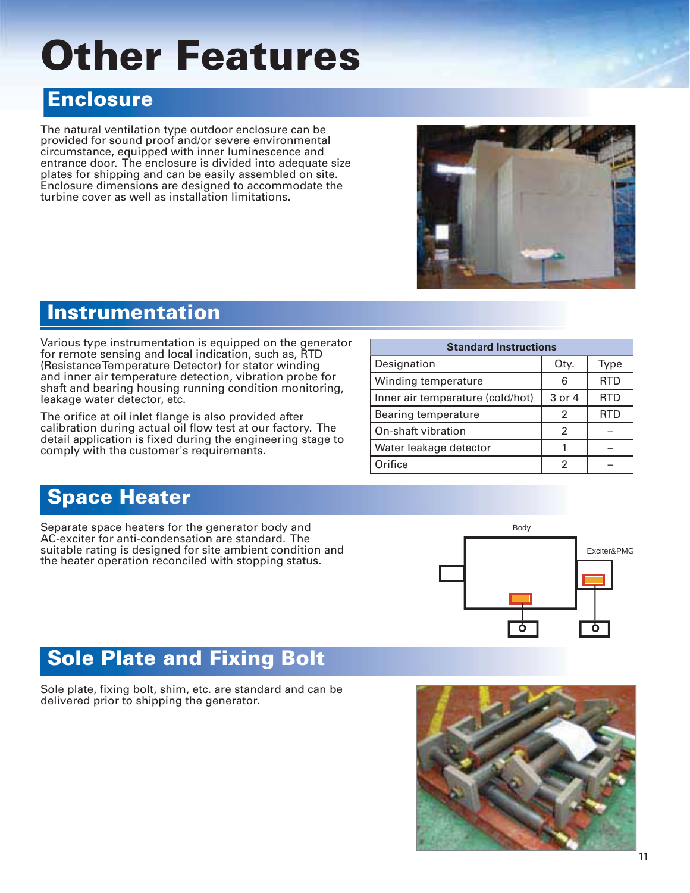# Other Features

## Enclosure

The natural ventilation type outdoor enclosure can be provided for sound proof and/or severe environmental circumstance, equipped with inner luminescence and entrance door. The enclosure is divided into adequate size plates for shipping and can be easily assembled on site. Enclosure dimensions are designed to accommodate the turbine cover as well as installation limitations.

## Instrumentation

Various type instrumentation is equipped on the generator for remote sensing and local indication, such as, RTD (Resistance Temperature Detector) for stator winding and inner air temperature detection, vibration probe for shaft and bearing housing running condition monitoring, leakage water detector, etc.

The orifice at oil inlet flange is also provided after calibration during actual oil flow test at our factory. The detail application is fixed during the engineering stage to comply with the customer's requirements.

| Standard Instructions | | |
|---|---|---|
| Designation | Qty. | Type |
| Winding temperature | 6 | RTD |
| Inner air temperature (cold/hot) | 3 or 4 | RTD |
| Bearing temperature | 2 | RTD |
| On-shaft vibration | 2 | – |
| Water leakage detector | 1 | – |
| Orifice | 2 | – |

## Space Heater

Separate space heaters for the generator body and AC-exciter for anti-condensation are standard. The suitable rating is designed for site ambient condition and the heater operation reconciled with stopping status.

Body

Exciter&PMG

## Sole Plate and Fixing Bolt

Sole plate, fixing bolt, shim, etc. are standard and can be delivered prior to shipping the generator.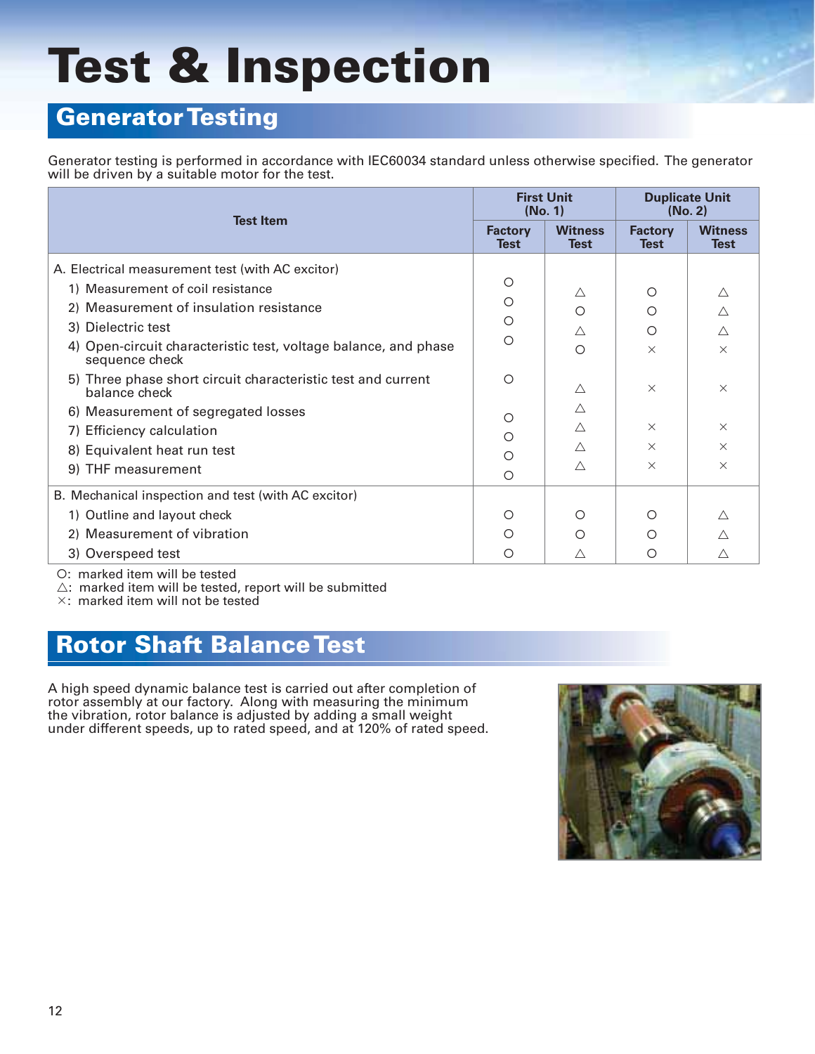# Test & Inspection

## Generator Testing

Generator testing is performed in accordance with IEC60034 standard unless otherwise specified. The generator will be driven by a suitable motor for the test.

| Test Item | First Unit (No. 1) | | Duplicate Unit (No. 2) | |
|---|---|---|---|---|
| | Factory Test | Witness Test | Factory Test | Witness Test |
| A. Electrical measurement test (with AC excitor) | | | | |
| 1) Measurement of coil resistance | ○ | △ | ○ | △ |
| 2) Measurement of insulation resistance | ○ | ○ | ○ | △ |
| 3) Dielectric test | ○ | △ | ○ | △ |
| 4) Open-circuit characteristic test, voltage balance, and phase sequence check | ○ | ○ | × | × |
| 5) Three phase short circuit characteristic test and current balance check | ○ | △ | × | × |
| 6) Measurement of segregated losses | ○ | △ | | |
| 7) Efficiency calculation | ○ | △ | × | × |
| 8) Equivalent heat run test | ○ | △ | × | × |
| 9) THF measurement | ○ | △ | × | × |
| B. Mechanical inspection and test (with AC excitor) | | | | |
| 1) Outline and layout check | ○ | ○ | ○ | △ |
| 2) Measurement of vibration | ○ | ○ | ○ | △ |
| 3) Overspeed test | ○ | △ | ○ | △ |

○: marked item will be tested
△: marked item will be tested, report will be submitted
×: marked item will not be tested

## Rotor Shaft Balance Test

A high speed dynamic balance test is carried out after completion of rotor assembly at our factory. Along with measuring the minimum the vibration, rotor balance is adjusted by adding a small weight under different speeds, up to rated speed, and at 120% of rated speed.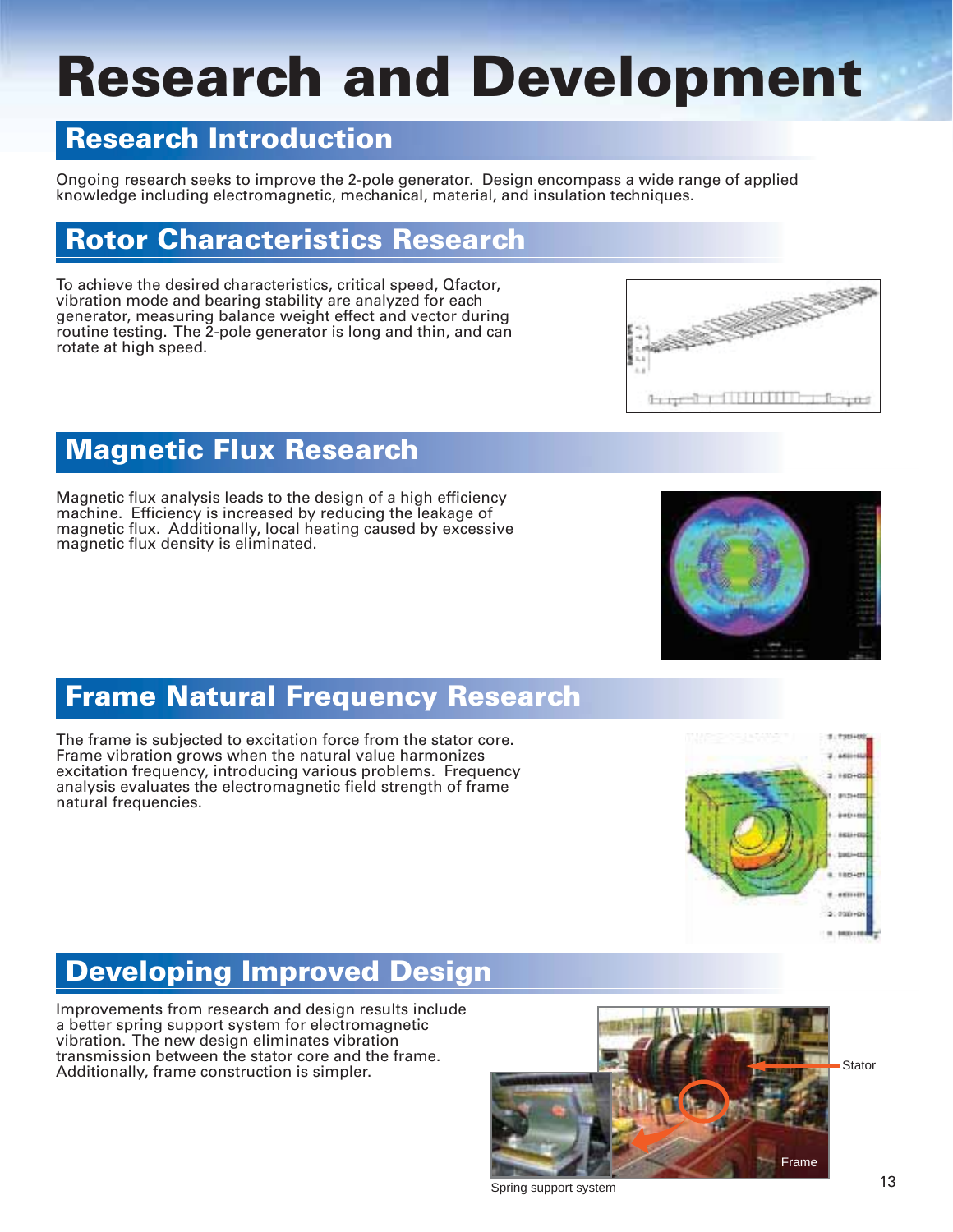# Research and Development

## Research Introduction

Ongoing research seeks to improve the 2-pole generator. Design encompass a wide range of applied knowledge including electromagnetic, mechanical, material, and insulation techniques.

## Rotor Characteristics Research

To achieve the desired characteristics, critical speed, Qfactor, vibration mode and bearing stability are analyzed for each generator, measuring balance weight effect and vector during routine testing. The 2-pole generator is long and thin, and can rotate at high speed.

## Magnetic Flux Research

Magnetic flux analysis leads to the design of a high efficiency machine. Efficiency is increased by reducing the leakage of magnetic flux. Additionally, local heating caused by excessive magnetic flux density is eliminated.

## Frame Natural Frequency Research

The frame is subjected to excitation force from the stator core. Frame vibration grows when the natural value harmonizes excitation frequency, introducing various problems. Frequency analysis evaluates the electromagnetic field strength of frame natural frequencies.

## Developing Improved Design

Improvements from research and design results include a better spring support system for electromagnetic vibration. The new design eliminates vibration transmission between the stator core and the frame. Additionally, frame construction is simpler.

Stator

Frame

Spring support system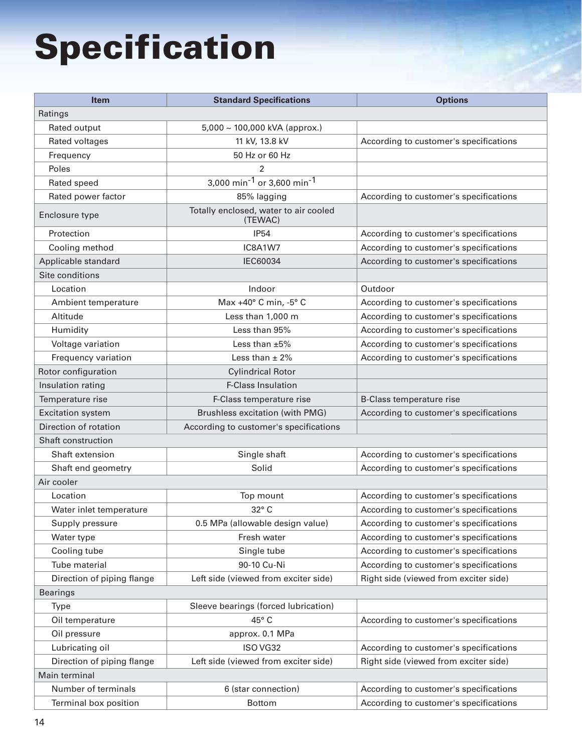# Specification

| Item | Standard Specifications | Options |
|---|---|---|
| Ratings | | |
| Rated output | 5,000 ~ 100,000 kVA (approx.) | |
| Rated voltages | 11 kV, 13.8 kV | According to customer's specifications |
| Frequency | 50 Hz or 60 Hz | |
| Poles | 2 | |
| Rated speed | 3,000 $min^{-1}$ or 3,600 $min^{-1}$ | |
| Rated power factor | 85% lagging | According to customer's specifications |
| Enclosure type | Totally enclosed, water to air cooled (TEWAC) | |
| Protection | IP54 | According to customer's specifications |
| Cooling method | IC8A1W7 | According to customer's specifications |
| Applicable standard | IEC60034 | According to customer's specifications |
| Site conditions | | |
| Location | Indoor | Outdoor |
| Ambient temperature | Max +40° C min, -5° C | According to customer's specifications |
| Altitude | Less than 1,000 m | According to customer's specifications |
| Humidity | Less than 95% | According to customer's specifications |
| Voltage variation | Less than ±5% | According to customer's specifications |
| Frequency variation | Less than ± 2% | According to customer's specifications |
| Rotor configuration | Cylindrical Rotor | |
| Insulation rating | F-Class Insulation | |
| Temperature rise | F-Class temperature rise | B-Class temperature rise |
| Excitation system | Brushless excitation (with PMG) | According to customer's specifications |
| Direction of rotation | According to customer's specifications | |
| Shaft construction | | |
| Shaft extension | Single shaft | According to customer's specifications |
| Shaft end geometry | Solid | According to customer's specifications |
| Air cooler | | |
| Location | Top mount | According to customer's specifications |
| Water inlet temperature | 32° C | According to customer's specifications |
| Supply pressure | 0.5 MPa (allowable design value) | According to customer's specifications |
| Water type | Fresh water | According to customer's specifications |
| Cooling tube | Single tube | According to customer's specifications |
| Tube material | 90-10 Cu-Ni | According to customer's specifications |
| Direction of piping flange | Left side (viewed from exciter side) | Right side (viewed from exciter side) |
| Bearings | | |
| Type | Sleeve bearings (forced lubrication) | |
| Oil temperature | 45° C | According to customer's specifications |
| Oil pressure | approx. 0.1 MPa | |
| Lubricating oil | ISO VG32 | According to customer's specifications |
| Direction of piping flange | Left side (viewed from exciter side) | Right side (viewed from exciter side) |
| Main terminal | | |
| Number of terminals | 6 (star connection) | According to customer's specifications |
| Terminal box position | Bottom | According to customer's specifications |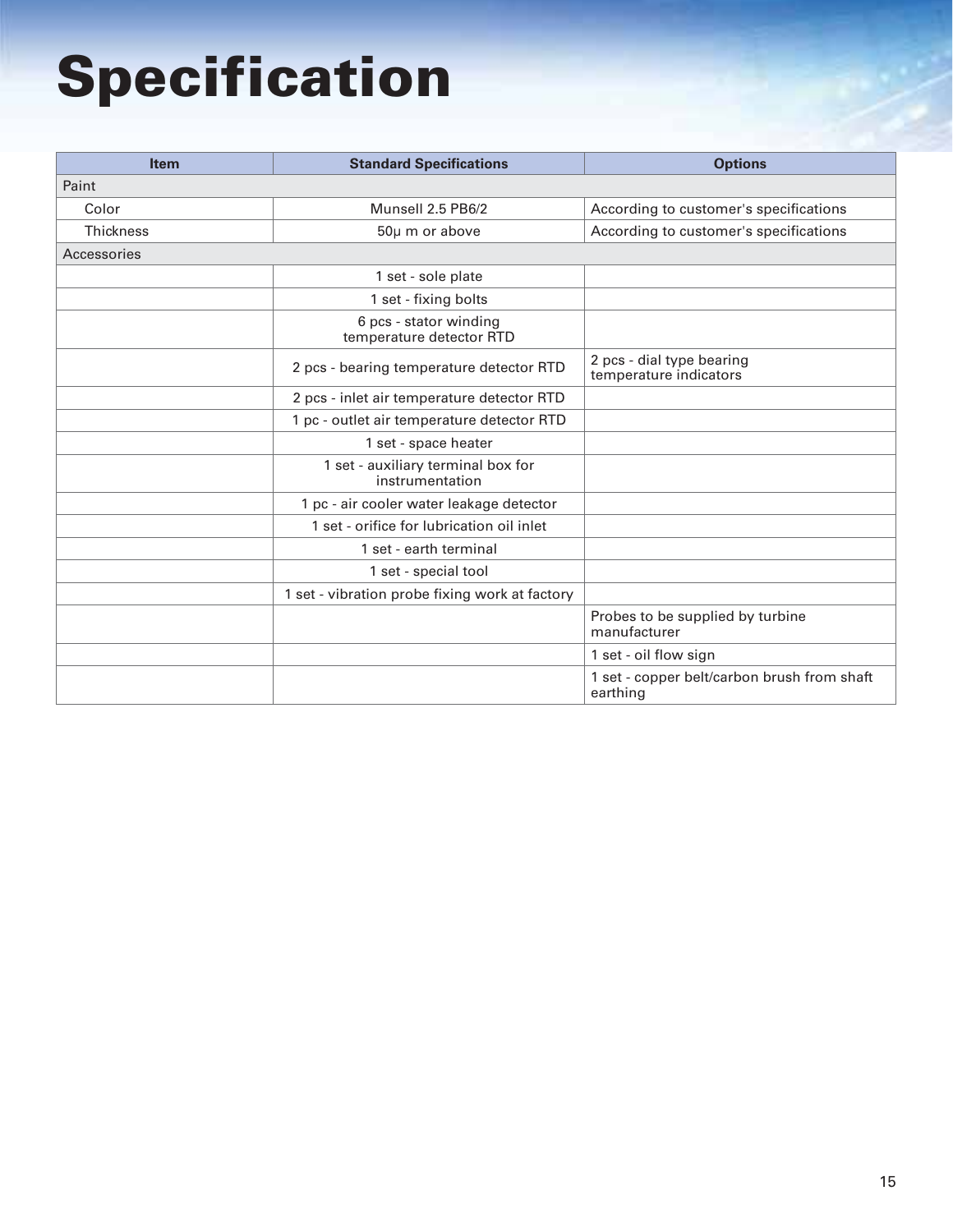# Specification

| Item | Standard Specifications | Options |
|---|---|---|
| Paint | | |
| Color | Munsell 2.5 PB6/2 | According to customer's specifications |
| Thickness | 50μ m or above | According to customer's specifications |
| Accessories | | |
| | 1 set - sole plate | |
| | 1 set - fixing bolts | |
| | 6 pcs - stator winding temperature detector RTD | |
| | 2 pcs - bearing temperature detector RTD | 2 pcs - dial type bearing temperature indicators |
| | 2 pcs - inlet air temperature detector RTD | |
| | 1 pc - outlet air temperature detector RTD | |
| | 1 set - space heater | |
| | 1 set - auxiliary terminal box for instrumentation | |
| | 1 pc - air cooler water leakage detector | |
| | 1 set - orifice for lubrication oil inlet | |
| | 1 set - earth terminal | |
| | 1 set - special tool | |
| | 1 set - vibration probe fixing work at factory | |
| | | Probes to be supplied by turbine manufacturer |
| | | 1 set - oil flow sign |
| | | 1 set - copper belt/carbon brush from shaft earthing |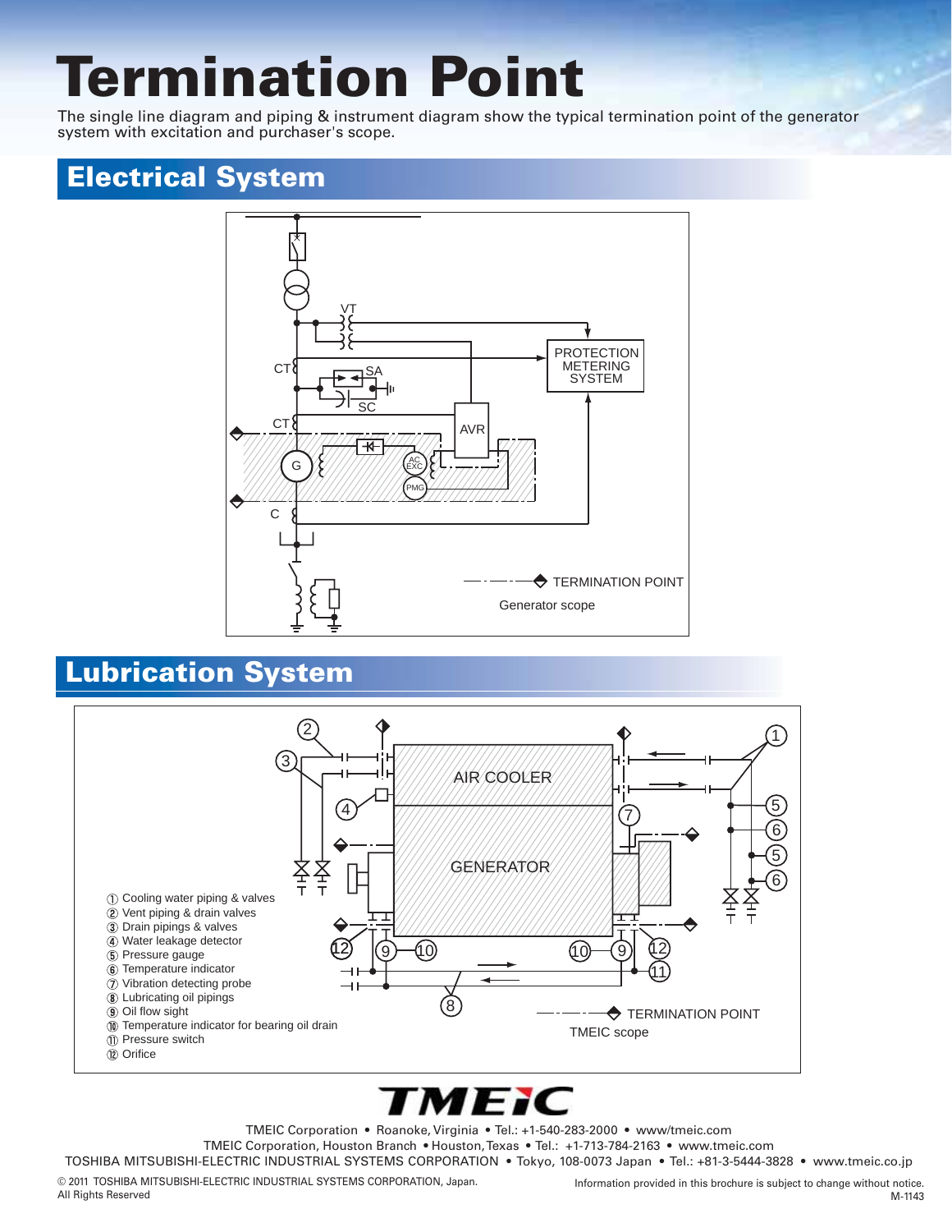# Termination Point

The single line diagram and piping & instrument diagram show the typical termination point of the generator system with excitation and purchaser's scope.

## Electrical System

VT
CT
SA
SC
CT
AVR
PROTECTION METERING SYSTEM
G
AC EXC
PMG
C
TERMINATION POINT
Generator scope

## Lubrication System

AIR COOLER
GENERATOR
TERMINATION POINT
TMEIC scope

1. Cooling water piping & valves
2. Vent piping & drain valves
3. Drain pipings & valves
4. Water leakage detector
5. Pressure gauge
6. Temperature indicator
7. Vibration detecting probe
8. Lubricating oil pipings
9. Oil flow sight
10. Temperature indicator for bearing oil drain
11. Pressure switch
12. Orifice

TMEIC

TMEIC Corporation • Roanoke, Virginia • Tel.: +1-540-283-2000 • www/tmeic.com
TMEIC Corporation, Houston Branch • Houston, Texas • Tel.: +1-713-784-2163 • www.tmeic.com
TOSHIBA MITSUBISHI-ELECTRIC INDUSTRIAL SYSTEMS CORPORATION • Tokyo, 108-0073 Japan • Tel.: +81-3-5444-3828 • www.tmeic.co.jp

© 2011 TOSHIBA MITSUBISHI-ELECTRIC INDUSTRIAL SYSTEMS CORPORATION, Japan.
All Rights Reserved

Information provided in this brochure is subject to change without notice.
M-1143